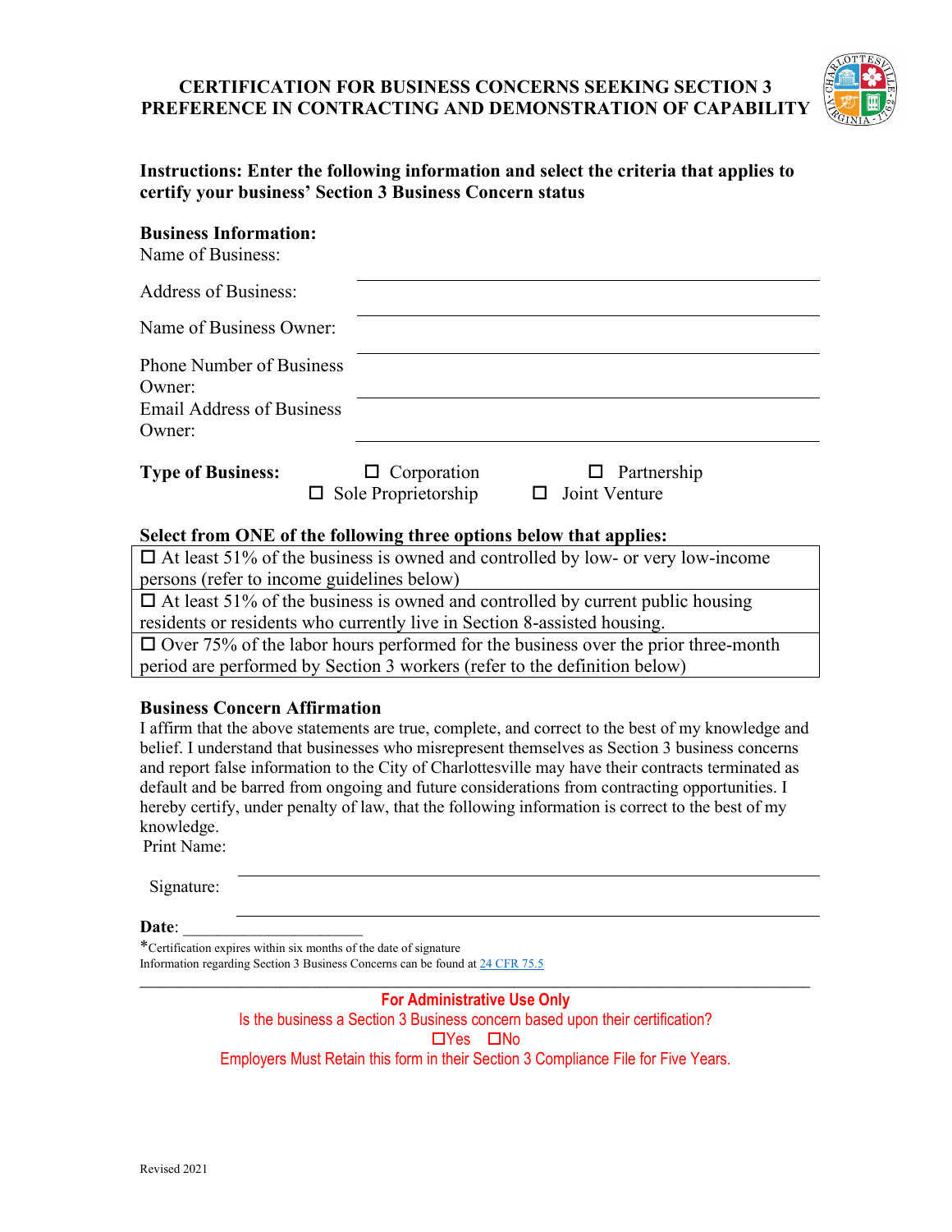# CERTIFICATION FOR BUSINESS CONCERNS SEEKING SECTION 3 PREFERENCE IN CONTRACTING AND DEMONSTRATION OF CAPABILITY

**Instructions: Enter the following information and select the criteria that applies to certify your business' Section 3 Business Concern status**

**Business Information:**

Name of Business: ______________________________

Address of Business: ______________________________

Name of Business Owner: ______________________________

Phone Number of Business Owner: ______________________________

Email Address of Business Owner: ______________________________

**Type of Business:** ☐ Corporation ☐ Partnership ☐ Sole Proprietorship ☐ Joint Venture

**Select from ONE of the following three options below that applies:**

| |
|---|
| ☐ At least 51% of the business is owned and controlled by low- or very low-income persons (refer to income guidelines below) |
| ☐ At least 51% of the business is owned and controlled by current public housing residents or residents who currently live in Section 8-assisted housing. |
| ☐ Over 75% of the labor hours performed for the business over the prior three-month period are performed by Section 3 workers (refer to the definition below) |

**Business Concern Affirmation**

I affirm that the above statements are true, complete, and correct to the best of my knowledge and belief. I understand that businesses who misrepresent themselves as Section 3 business concerns and report false information to the City of Charlottesville may have their contracts terminated as default and be barred from ongoing and future considerations from contracting opportunities. I hereby certify, under penalty of law, that the following information is correct to the best of my knowledge.

Print Name: ______________________________

Signature: ______________________________

**Date**: ______________________

*Certification expires within six months of the date of signature

Information regarding Section 3 Business Concerns can be found at [24 CFR 75.5](https://www.ecfr.gov/current/title-24/subtitle-A/part-75/subpart-A/section-75.5)

---

**For Administrative Use Only**

Is the business a Section 3 Business concern based upon their certification?

☐Yes ☐No

Employers Must Retain this form in their Section 3 Compliance File for Five Years.

Revised 2021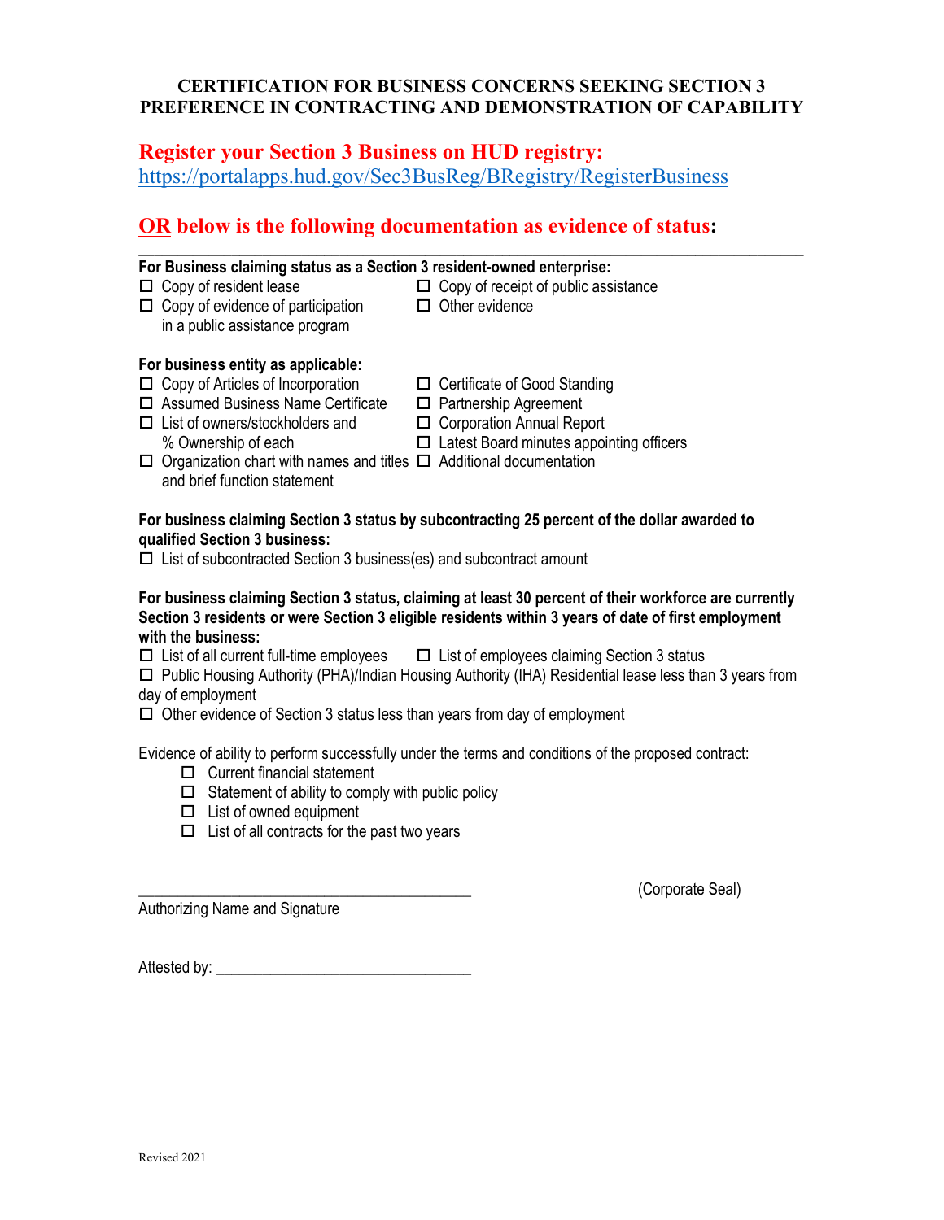# CERTIFICATION FOR BUSINESS CONCERNS SEEKING SECTION 3 PREFERENCE IN CONTRACTING AND DEMONSTRATION OF CAPABILITY

## Register your Section 3 Business on HUD registry:

https://portalapps.hud.gov/Sec3BusReg/BRegistry/RegisterBusiness

## OR below is the following documentation as evidence of status:

**For Business claiming status as a Section 3 resident-owned enterprise:**

- ☐ Copy of resident lease
- ☐ Copy of evidence of participation in a public assistance program
- ☐ Copy of receipt of public assistance
- ☐ Other evidence

**For business entity as applicable:**

- ☐ Copy of Articles of Incorporation
- ☐ Assumed Business Name Certificate
- ☐ List of owners/stockholders and % Ownership of each
- ☐ Organization chart with names and titles and brief function statement
- ☐ Certificate of Good Standing
- ☐ Partnership Agreement
- ☐ Corporation Annual Report
- ☐ Latest Board minutes appointing officers
- ☐ Additional documentation

**For business claiming Section 3 status by subcontracting 25 percent of the dollar awarded to qualified Section 3 business:**

- ☐ List of subcontracted Section 3 business(es) and subcontract amount

**For business claiming Section 3 status, claiming at least 30 percent of their workforce are currently Section 3 residents or were Section 3 eligible residents within 3 years of date of first employment with the business:**

- ☐ List of all current full-time employees
- ☐ List of employees claiming Section 3 status
- ☐ Public Housing Authority (PHA)/Indian Housing Authority (IHA) Residential lease less than 3 years from day of employment
- ☐ Other evidence of Section 3 status less than years from day of employment

Evidence of ability to perform successfully under the terms and conditions of the proposed contract:

- ☐ Current financial statement
- ☐ Statement of ability to comply with public policy
- ☐ List of owned equipment
- ☐ List of all contracts for the past two years

\_\_\_\_\_\_\_\_\_\_\_\_\_\_\_\_\_\_\_\_\_\_\_\_\_\_\_\_\_\_\_\_\_\_\_\_\_\_\_\_ (Corporate Seal)

Authorizing Name and Signature

Attested by: \_\_\_\_\_\_\_\_\_\_\_\_\_\_\_\_\_\_\_\_\_\_\_\_\_\_\_\_\_\_\_\_

Revised 2021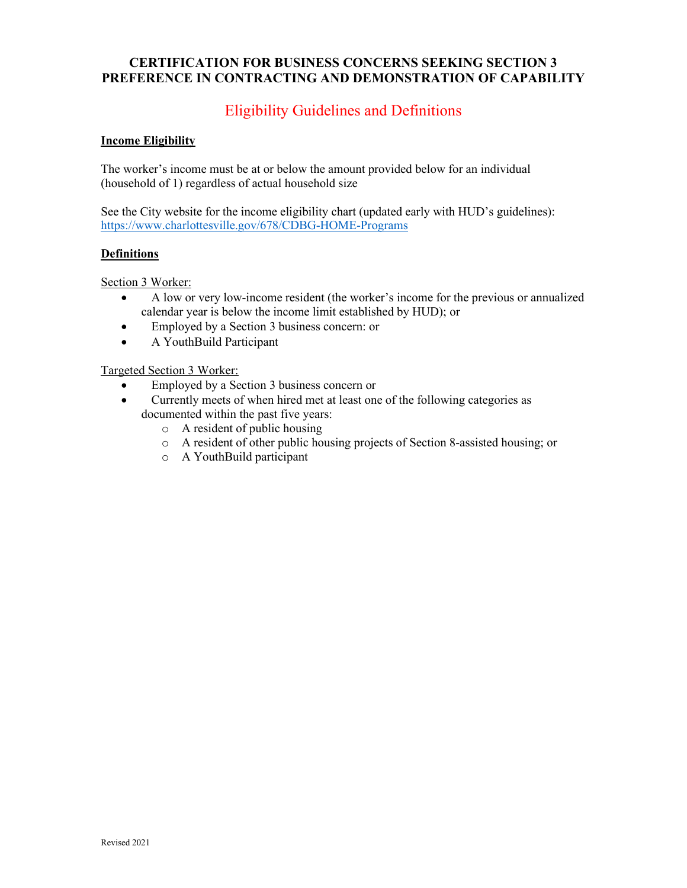**CERTIFICATION FOR BUSINESS CONCERNS SEEKING SECTION 3 PREFERENCE IN CONTRACTING AND DEMONSTRATION OF CAPABILITY**

## Eligibility Guidelines and Definitions

**Income Eligibility**

The worker's income must be at or below the amount provided below for an individual (household of 1) regardless of actual household size

See the City website for the income eligibility chart (updated early with HUD's guidelines): https://www.charlottesville.gov/678/CDBG-HOME-Programs

**Definitions**

Section 3 Worker:

- A low or very low-income resident (the worker's income for the previous or annualized calendar year is below the income limit established by HUD); or
- Employed by a Section 3 business concern: or
- A YouthBuild Participant

Targeted Section 3 Worker:

- Employed by a Section 3 business concern or
- Currently meets of when hired met at least one of the following categories as documented within the past five years:
    - A resident of public housing
    - A resident of other public housing projects of Section 8-assisted housing; or
    - A YouthBuild participant

Revised 2021